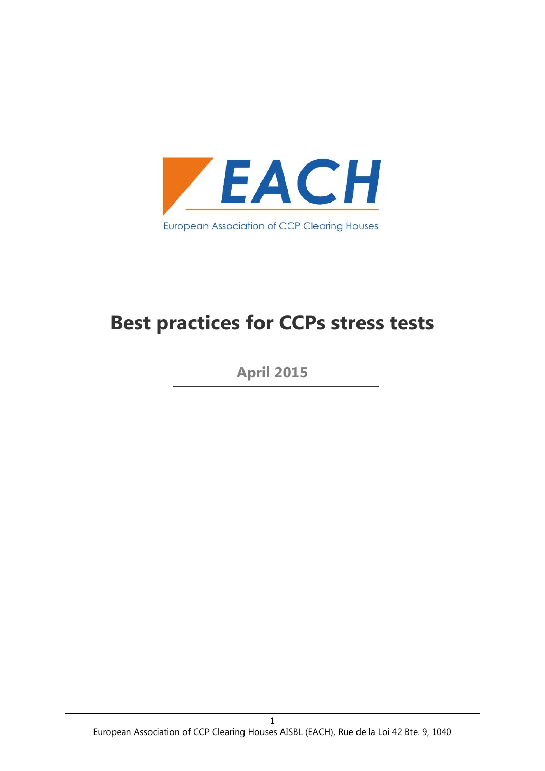EACH

European Association of CCP Clearing Houses

# Best practices for CCPs stress tests

**April 2015**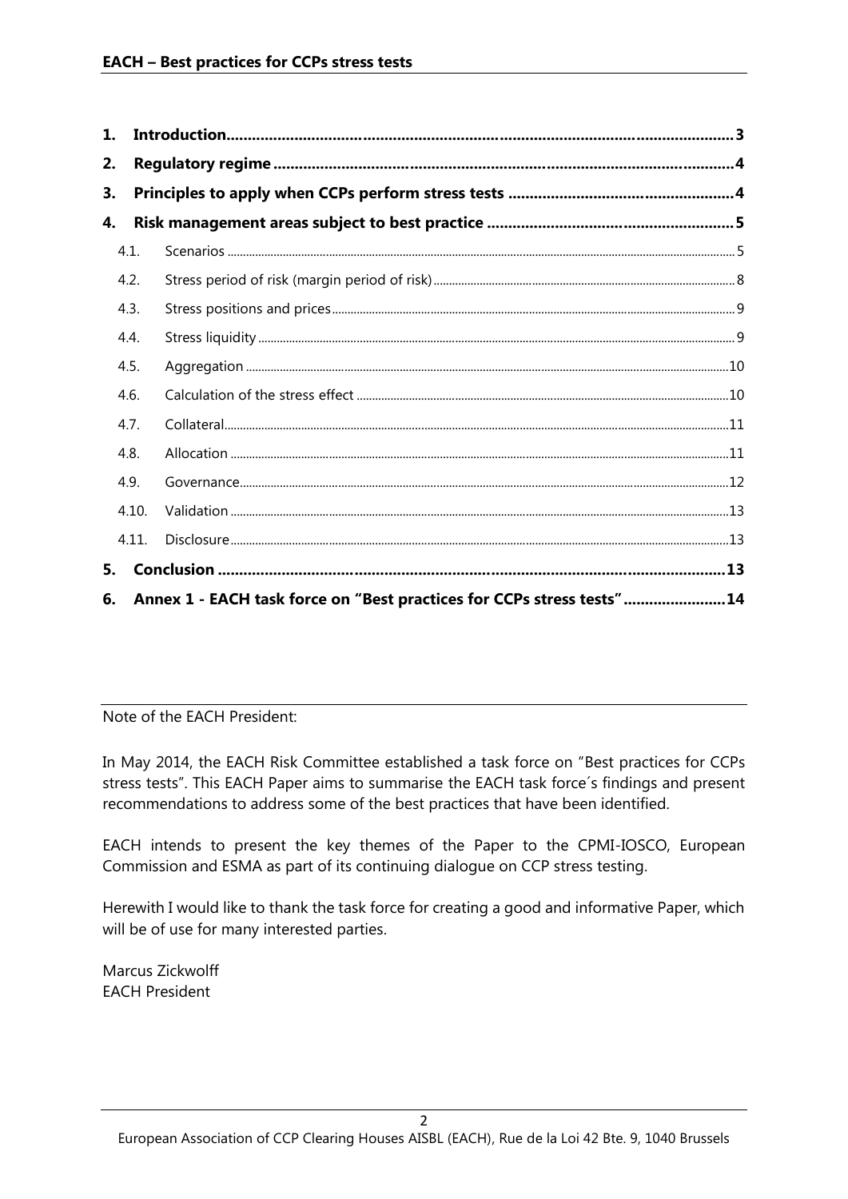| | | |
|---|---|---|
| **1.** | **Introduction** | **3** |
| **2.** | **Regulatory regime** | **4** |
| **3.** | **Principles to apply when CCPs perform stress tests** | **4** |
| **4.** | **Risk management areas subject to best practice** | **5** |
| 4.1. | Scenarios | 5 |
| 4.2. | Stress period of risk (margin period of risk) | 8 |
| 4.3. | Stress positions and prices | 9 |
| 4.4. | Stress liquidity | 9 |
| 4.5. | Aggregation | 10 |
| 4.6. | Calculation of the stress effect | 10 |
| 4.7. | Collateral | 11 |
| 4.8. | Allocation | 11 |
| 4.9. | Governance | 12 |
| 4.10. | Validation | 13 |
| 4.11. | Disclosure | 13 |
| **5.** | **Conclusion** | **13** |
| **6.** | **Annex 1 - EACH task force on "Best practices for CCPs stress tests"** | **14** |

---

Note of the EACH President:

In May 2014, the EACH Risk Committee established a task force on "Best practices for CCPs stress tests". This EACH Paper aims to summarise the EACH task force´s findings and present recommendations to address some of the best practices that have been identified.

EACH intends to present the key themes of the Paper to the CPMI-IOSCO, European Commission and ESMA as part of its continuing dialogue on CCP stress testing.

Herewith I would like to thank the task force for creating a good and informative Paper, which will be of use for many interested parties.

Marcus Zickwolff
EACH President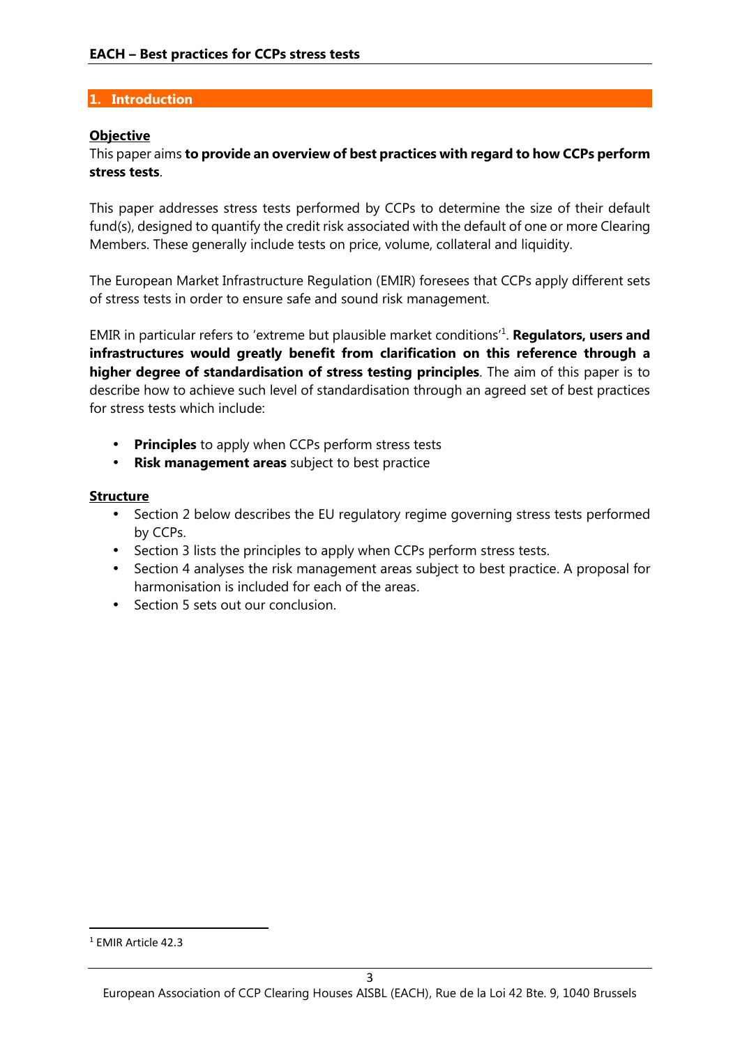## 1. Introduction

**Objective**

This paper aims **to provide an overview of best practices with regard to how CCPs perform stress tests**.

This paper addresses stress tests performed by CCPs to determine the size of their default fund(s), designed to quantify the credit risk associated with the default of one or more Clearing Members. These generally include tests on price, volume, collateral and liquidity.

The European Market Infrastructure Regulation (EMIR) foresees that CCPs apply different sets of stress tests in order to ensure safe and sound risk management.

EMIR in particular refers to 'extreme but plausible market conditions'[1]. **Regulators, users and infrastructures would greatly benefit from clarification on this reference through a higher degree of standardisation of stress testing principles**. The aim of this paper is to describe how to achieve such level of standardisation through an agreed set of best practices for stress tests which include:

- **Principles** to apply when CCPs perform stress tests
- **Risk management areas** subject to best practice

**Structure**

- Section 2 below describes the EU regulatory regime governing stress tests performed by CCPs.
- Section 3 lists the principles to apply when CCPs perform stress tests.
- Section 4 analyses the risk management areas subject to best practice. A proposal for harmonisation is included for each of the areas.
- Section 5 sets out our conclusion.

[1] EMIR Article 42.3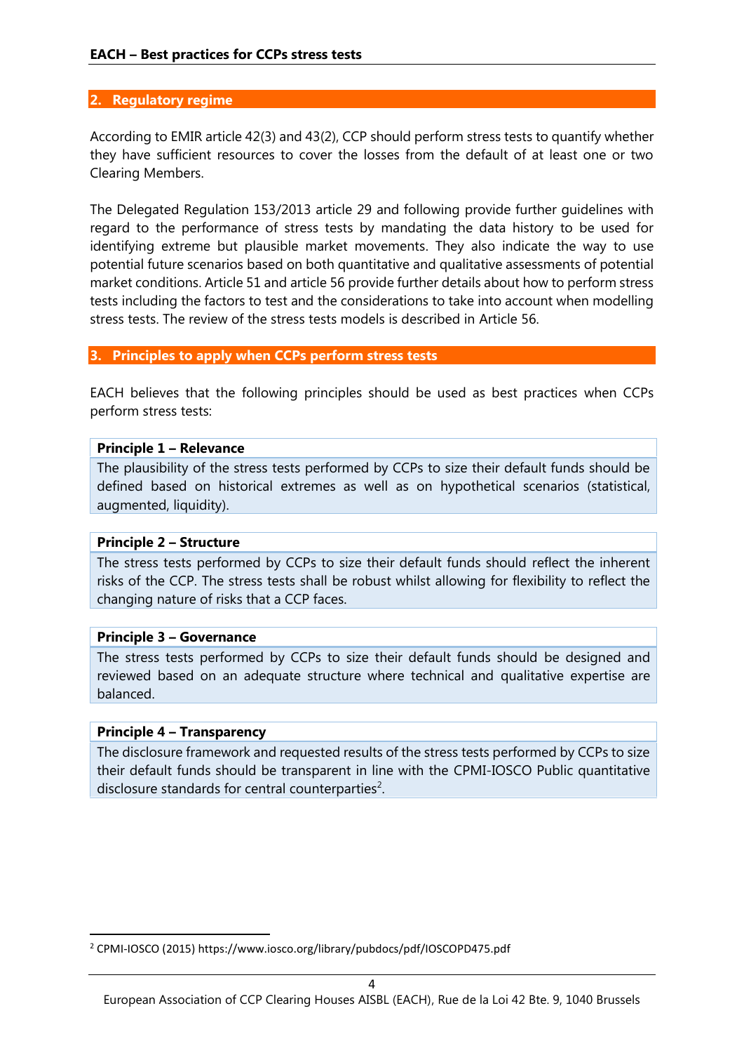## 2. Regulatory regime

According to EMIR article 42(3) and 43(2), CCP should perform stress tests to quantify whether they have sufficient resources to cover the losses from the default of at least one or two Clearing Members.

The Delegated Regulation 153/2013 article 29 and following provide further guidelines with regard to the performance of stress tests by mandating the data history to be used for identifying extreme but plausible market movements. They also indicate the way to use potential future scenarios based on both quantitative and qualitative assessments of potential market conditions. Article 51 and article 56 provide further details about how to perform stress tests including the factors to test and the considerations to take into account when modelling stress tests. The review of the stress tests models is described in Article 56.

## 3. Principles to apply when CCPs perform stress tests

EACH believes that the following principles should be used as best practices when CCPs perform stress tests:

**Principle 1 – Relevance**

The plausibility of the stress tests performed by CCPs to size their default funds should be defined based on historical extremes as well as on hypothetical scenarios (statistical, augmented, liquidity).

**Principle 2 – Structure**

The stress tests performed by CCPs to size their default funds should reflect the inherent risks of the CCP. The stress tests shall be robust whilst allowing for flexibility to reflect the changing nature of risks that a CCP faces.

**Principle 3 – Governance**

The stress tests performed by CCPs to size their default funds should be designed and reviewed based on an adequate structure where technical and qualitative expertise are balanced.

**Principle 4 – Transparency**

The disclosure framework and requested results of the stress tests performed by CCPs to size their default funds should be transparent in line with the CPMI-IOSCO Public quantitative disclosure standards for central counterparties[2].

[2] CPMI-IOSCO (2015) https://www.iosco.org/library/pubdocs/pdf/IOSCOPD475.pdf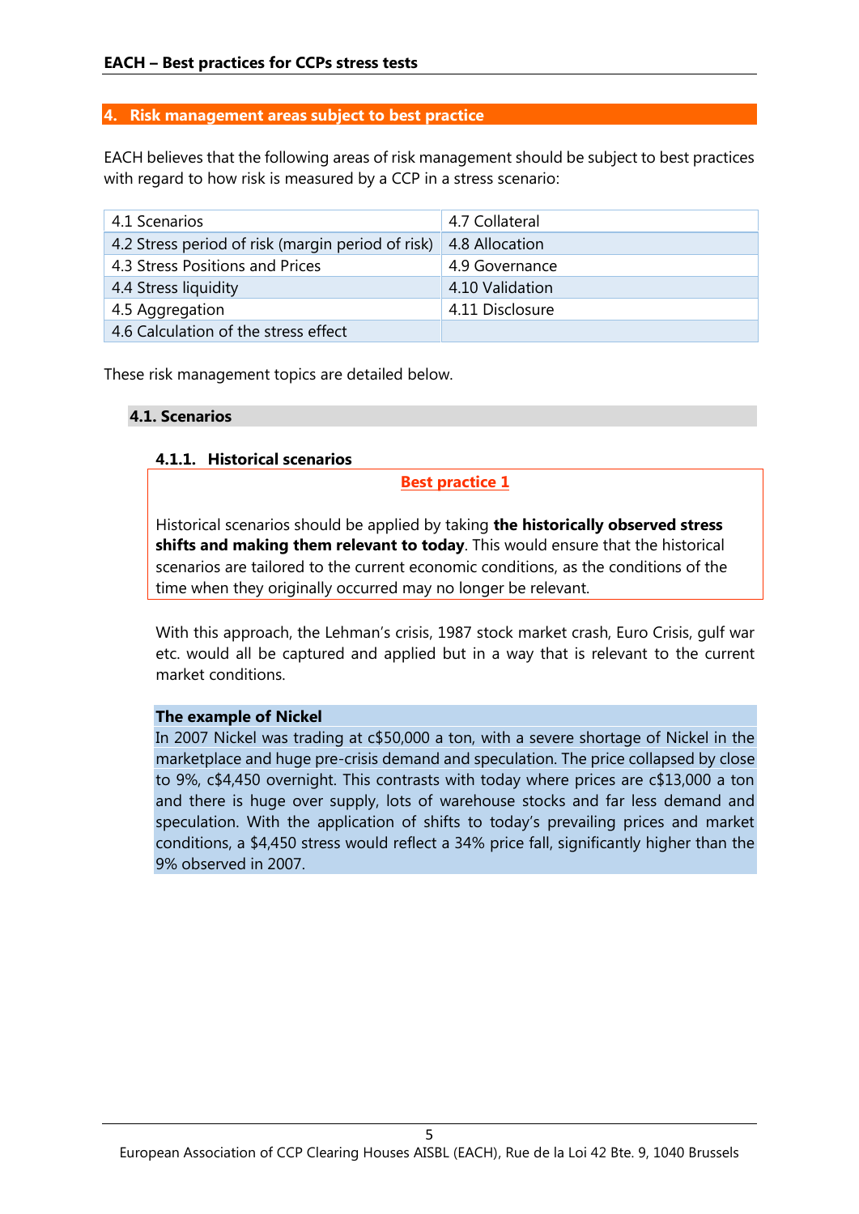## 4. Risk management areas subject to best practice

EACH believes that the following areas of risk management should be subject to best practices with regard to how risk is measured by a CCP in a stress scenario:

| | |
|---|---|
| 4.1 Scenarios | 4.7 Collateral |
| 4.2 Stress period of risk (margin period of risk) | 4.8 Allocation |
| 4.3 Stress Positions and Prices | 4.9 Governance |
| 4.4 Stress liquidity | 4.10 Validation |
| 4.5 Aggregation | 4.11 Disclosure |
| 4.6 Calculation of the stress effect | |

These risk management topics are detailed below.

### 4.1. Scenarios

#### 4.1.1. Historical scenarios

**Best practice 1**

Historical scenarios should be applied by taking **the historically observed stress shifts and making them relevant to today**. This would ensure that the historical scenarios are tailored to the current economic conditions, as the conditions of the time when they originally occurred may no longer be relevant.

With this approach, the Lehman's crisis, 1987 stock market crash, Euro Crisis, gulf war etc. would all be captured and applied but in a way that is relevant to the current market conditions.

**The example of Nickel**

In 2007 Nickel was trading at c$50,000 a ton, with a severe shortage of Nickel in the marketplace and huge pre-crisis demand and speculation. The price collapsed by close to 9%, c$4,450 overnight. This contrasts with today where prices are c$13,000 a ton and there is huge over supply, lots of warehouse stocks and far less demand and speculation. With the application of shifts to today's prevailing prices and market conditions, a $4,450 stress would reflect a 34% price fall, significantly higher than the 9% observed in 2007.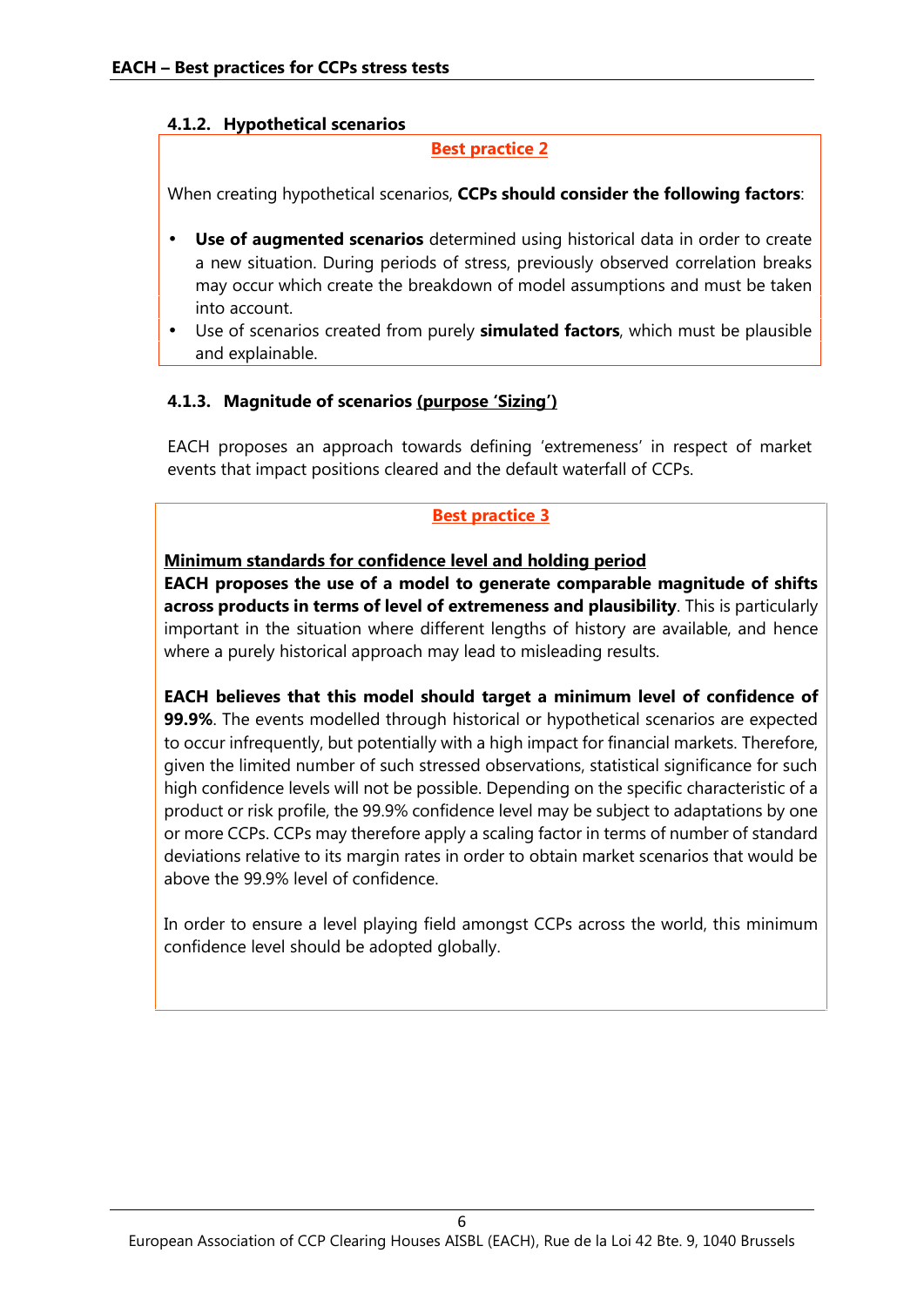#### 4.1.2. Hypothetical scenarios

**Best practice 2**

When creating hypothetical scenarios, **CCPs should consider the following factors**:

- **Use of augmented scenarios** determined using historical data in order to create a new situation. During periods of stress, previously observed correlation breaks may occur which create the breakdown of model assumptions and must be taken into account.
- Use of scenarios created from purely **simulated factors**, which must be plausible and explainable.

#### 4.1.3. Magnitude of scenarios (purpose 'Sizing')

EACH proposes an approach towards defining 'extremeness' in respect of market events that impact positions cleared and the default waterfall of CCPs.

**Best practice 3**

**Minimum standards for confidence level and holding period**

**EACH proposes the use of a model to generate comparable magnitude of shifts across products in terms of level of extremeness and plausibility**. This is particularly important in the situation where different lengths of history are available, and hence where a purely historical approach may lead to misleading results.

**EACH believes that this model should target a minimum level of confidence of 99.9%**. The events modelled through historical or hypothetical scenarios are expected to occur infrequently, but potentially with a high impact for financial markets. Therefore, given the limited number of such stressed observations, statistical significance for such high confidence levels will not be possible. Depending on the specific characteristic of a product or risk profile, the 99.9% confidence level may be subject to adaptations by one or more CCPs. CCPs may therefore apply a scaling factor in terms of number of standard deviations relative to its margin rates in order to obtain market scenarios that would be above the 99.9% level of confidence.

In order to ensure a level playing field amongst CCPs across the world, this minimum confidence level should be adopted globally.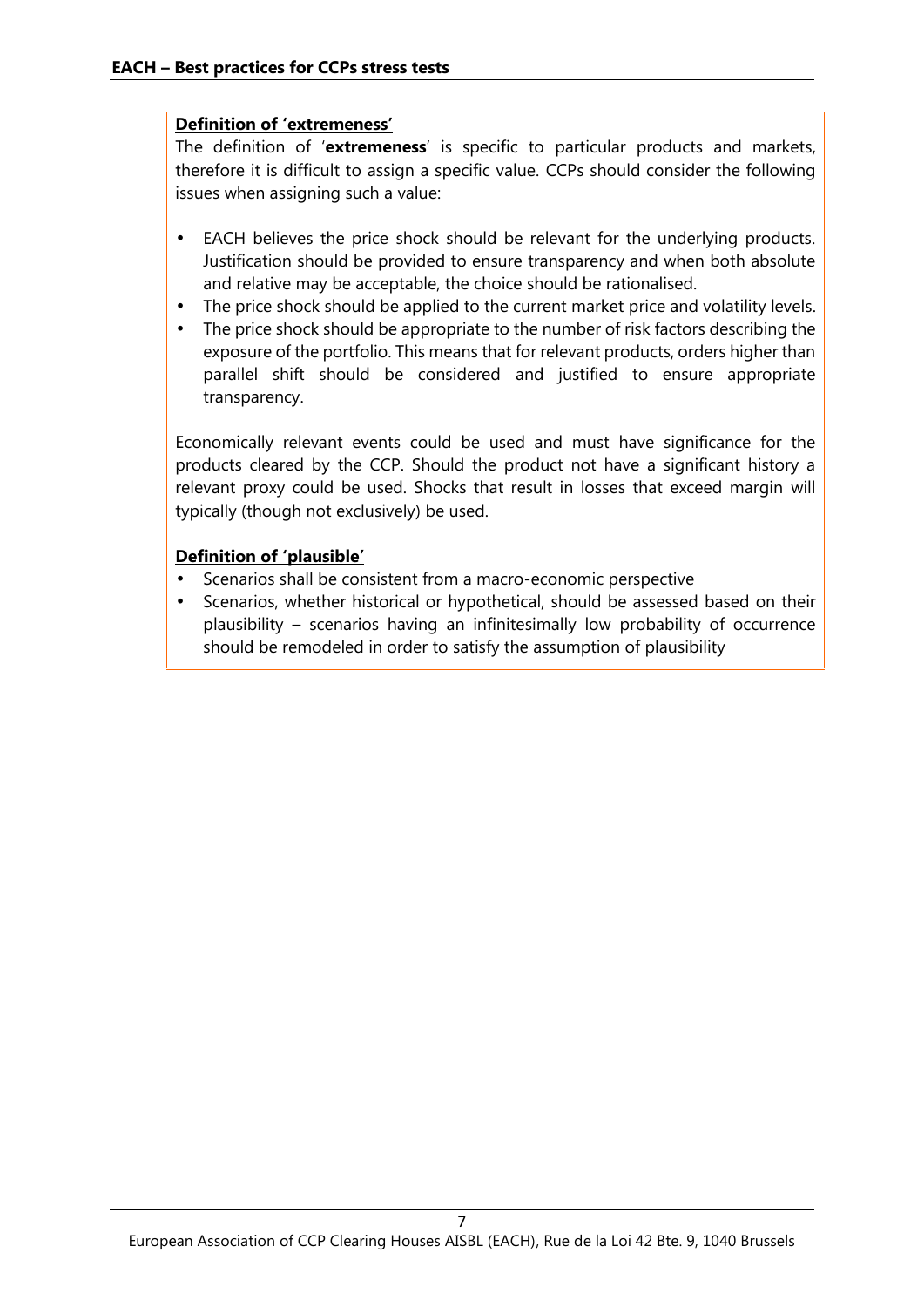**Definition of 'extremeness'**

The definition of '**extremeness**' is specific to particular products and markets, therefore it is difficult to assign a specific value. CCPs should consider the following issues when assigning such a value:

- EACH believes the price shock should be relevant for the underlying products. Justification should be provided to ensure transparency and when both absolute and relative may be acceptable, the choice should be rationalised.
- The price shock should be applied to the current market price and volatility levels.
- The price shock should be appropriate to the number of risk factors describing the exposure of the portfolio. This means that for relevant products, orders higher than parallel shift should be considered and justified to ensure appropriate transparency.

Economically relevant events could be used and must have significance for the products cleared by the CCP. Should the product not have a significant history a relevant proxy could be used. Shocks that result in losses that exceed margin will typically (though not exclusively) be used.

**Definition of 'plausible'**

- Scenarios shall be consistent from a macro-economic perspective
- Scenarios, whether historical or hypothetical, should be assessed based on their plausibility – scenarios having an infinitesimally low probability of occurrence should be remodeled in order to satisfy the assumption of plausibility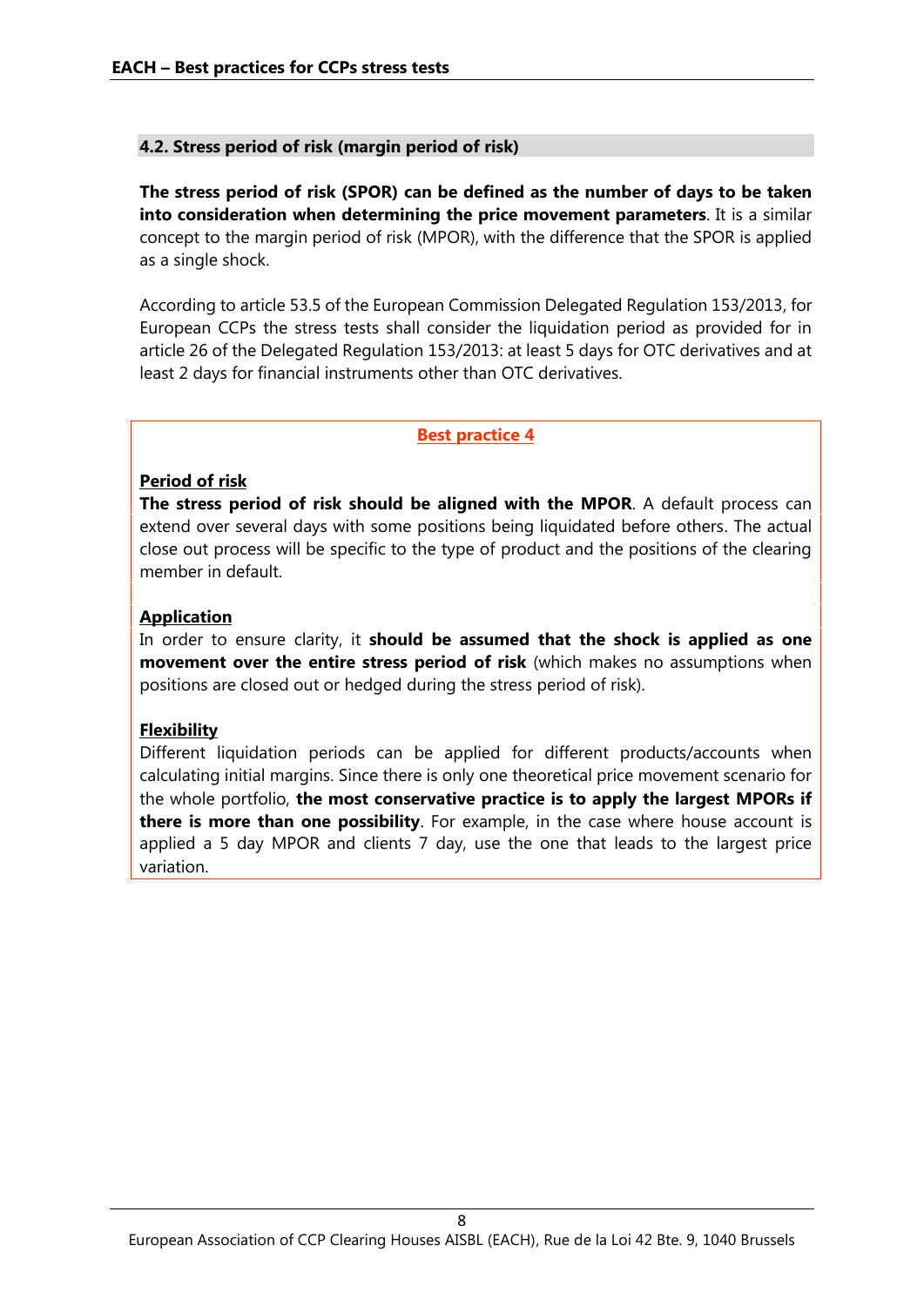### 4.2. Stress period of risk (margin period of risk)

**The stress period of risk (SPOR) can be defined as the number of days to be taken into consideration when determining the price movement parameters**. It is a similar concept to the margin period of risk (MPOR), with the difference that the SPOR is applied as a single shock.

According to article 53.5 of the European Commission Delegated Regulation 153/2013, for European CCPs the stress tests shall consider the liquidation period as provided for in article 26 of the Delegated Regulation 153/2013: at least 5 days for OTC derivatives and at least 2 days for financial instruments other than OTC derivatives.

**Best practice 4**

**Period of risk**

**The stress period of risk should be aligned with the MPOR**. A default process can extend over several days with some positions being liquidated before others. The actual close out process will be specific to the type of product and the positions of the clearing member in default.

**Application**

In order to ensure clarity, it **should be assumed that the shock is applied as one movement over the entire stress period of risk** (which makes no assumptions when positions are closed out or hedged during the stress period of risk).

**Flexibility**

Different liquidation periods can be applied for different products/accounts when calculating initial margins. Since there is only one theoretical price movement scenario for the whole portfolio, **the most conservative practice is to apply the largest MPORs if there is more than one possibility**. For example, in the case where house account is applied a 5 day MPOR and clients 7 day, use the one that leads to the largest price variation.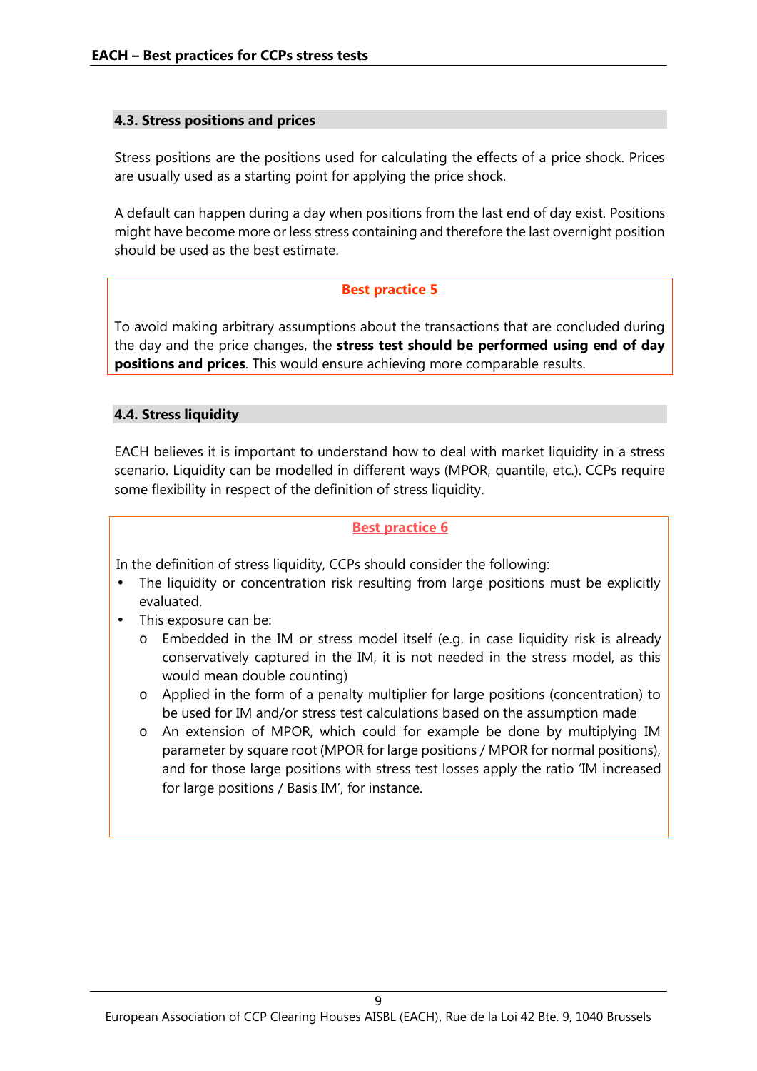### 4.3. Stress positions and prices

Stress positions are the positions used for calculating the effects of a price shock. Prices are usually used as a starting point for applying the price shock.

A default can happen during a day when positions from the last end of day exist. Positions might have become more or less stress containing and therefore the last overnight position should be used as the best estimate.

**Best practice 5**

To avoid making arbitrary assumptions about the transactions that are concluded during the day and the price changes, the **stress test should be performed using end of day positions and prices**. This would ensure achieving more comparable results.

### 4.4. Stress liquidity

EACH believes it is important to understand how to deal with market liquidity in a stress scenario. Liquidity can be modelled in different ways (MPOR, quantile, etc.). CCPs require some flexibility in respect of the definition of stress liquidity.

**Best practice 6**

In the definition of stress liquidity, CCPs should consider the following:

- The liquidity or concentration risk resulting from large positions must be explicitly evaluated.
- This exposure can be:
  - Embedded in the IM or stress model itself (e.g. in case liquidity risk is already conservatively captured in the IM, it is not needed in the stress model, as this would mean double counting)
  - Applied in the form of a penalty multiplier for large positions (concentration) to be used for IM and/or stress test calculations based on the assumption made
  - An extension of MPOR, which could for example be done by multiplying IM parameter by square root (MPOR for large positions / MPOR for normal positions), and for those large positions with stress test losses apply the ratio 'IM increased for large positions / Basis IM', for instance.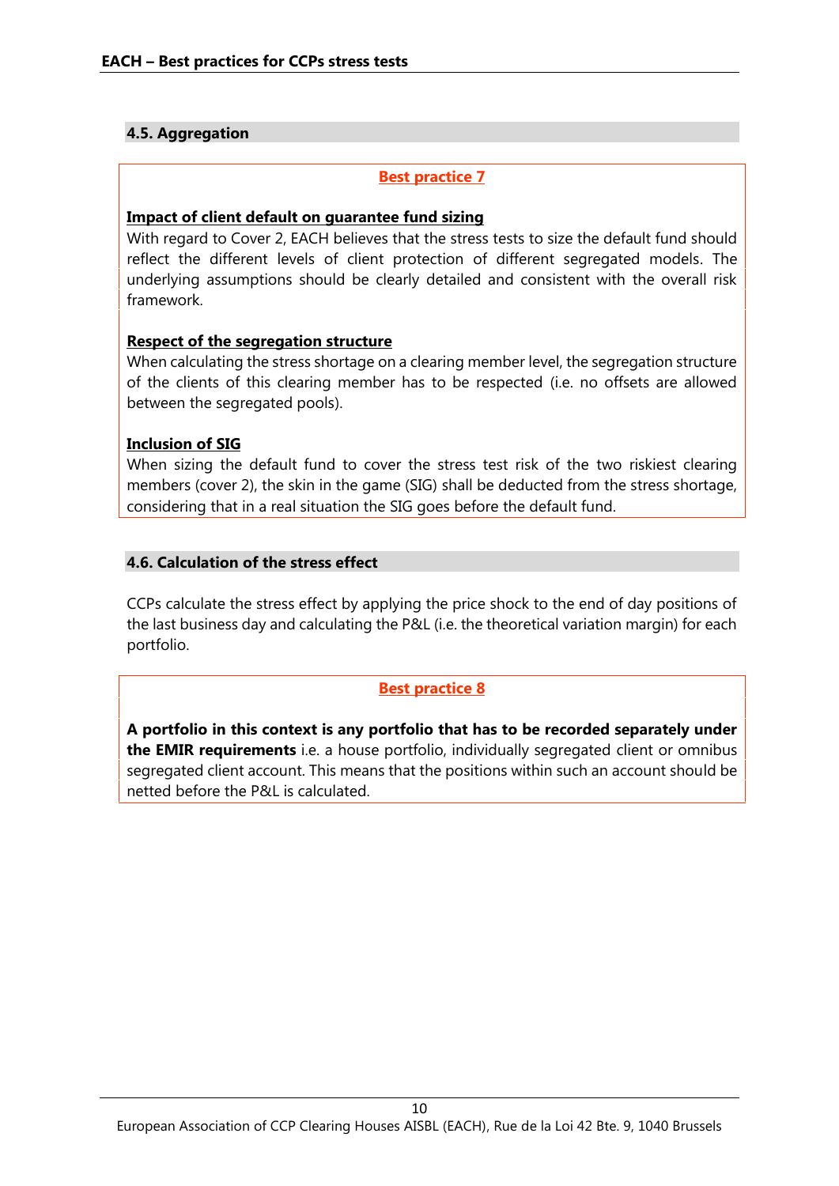## 4.5. Aggregation

**Best practice 7**

**Impact of client default on guarantee fund sizing**

With regard to Cover 2, EACH believes that the stress tests to size the default fund should reflect the different levels of client protection of different segregated models. The underlying assumptions should be clearly detailed and consistent with the overall risk framework.

**Respect of the segregation structure**

When calculating the stress shortage on a clearing member level, the segregation structure of the clients of this clearing member has to be respected (i.e. no offsets are allowed between the segregated pools).

**Inclusion of SIG**

When sizing the default fund to cover the stress test risk of the two riskiest clearing members (cover 2), the skin in the game (SIG) shall be deducted from the stress shortage, considering that in a real situation the SIG goes before the default fund.

## 4.6. Calculation of the stress effect

CCPs calculate the stress effect by applying the price shock to the end of day positions of the last business day and calculating the P&L (i.e. the theoretical variation margin) for each portfolio.

**Best practice 8**

**A portfolio in this context is any portfolio that has to be recorded separately under the EMIR requirements** i.e. a house portfolio, individually segregated client or omnibus segregated client account. This means that the positions within such an account should be netted before the P&L is calculated.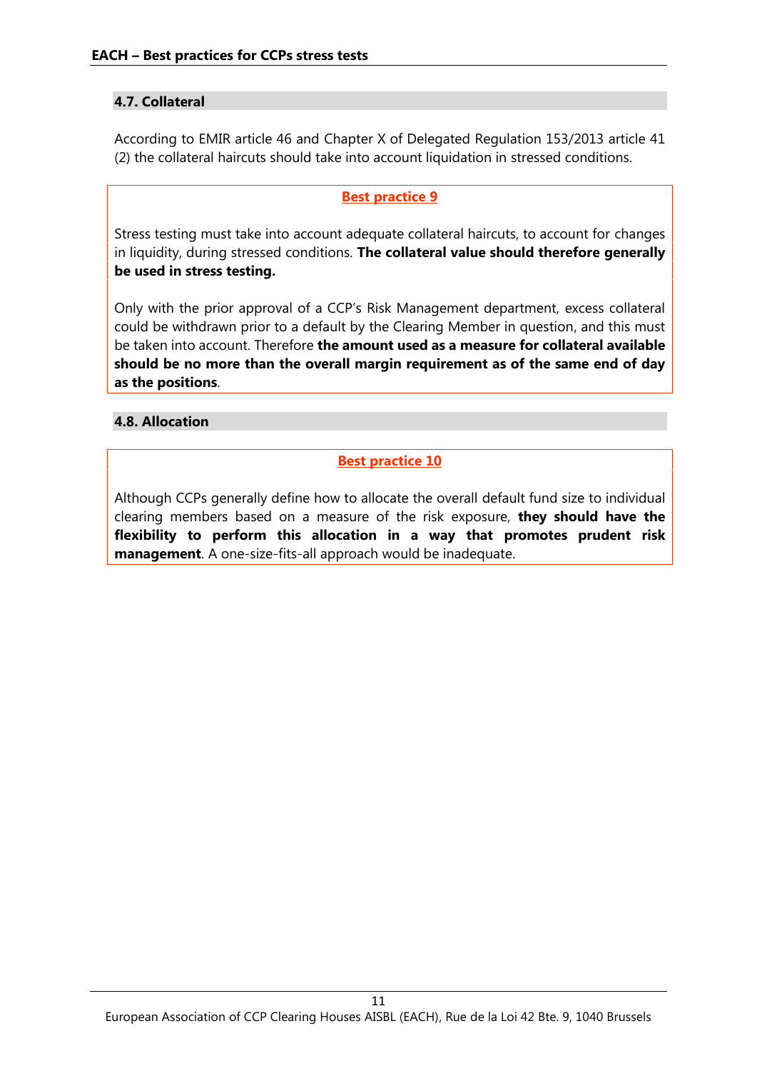### 4.7. Collateral

According to EMIR article 46 and Chapter X of Delegated Regulation 153/2013 article 41 (2) the collateral haircuts should take into account liquidation in stressed conditions.

**Best practice 9**

Stress testing must take into account adequate collateral haircuts, to account for changes in liquidity, during stressed conditions. **The collateral value should therefore generally be used in stress testing.**

Only with the prior approval of a CCP's Risk Management department, excess collateral could be withdrawn prior to a default by the Clearing Member in question, and this must be taken into account. Therefore **the amount used as a measure for collateral available should be no more than the overall margin requirement as of the same end of day as the positions**.

### 4.8. Allocation

**Best practice 10**

Although CCPs generally define how to allocate the overall default fund size to individual clearing members based on a measure of the risk exposure, **they should have the flexibility to perform this allocation in a way that promotes prudent risk management**. A one-size-fits-all approach would be inadequate.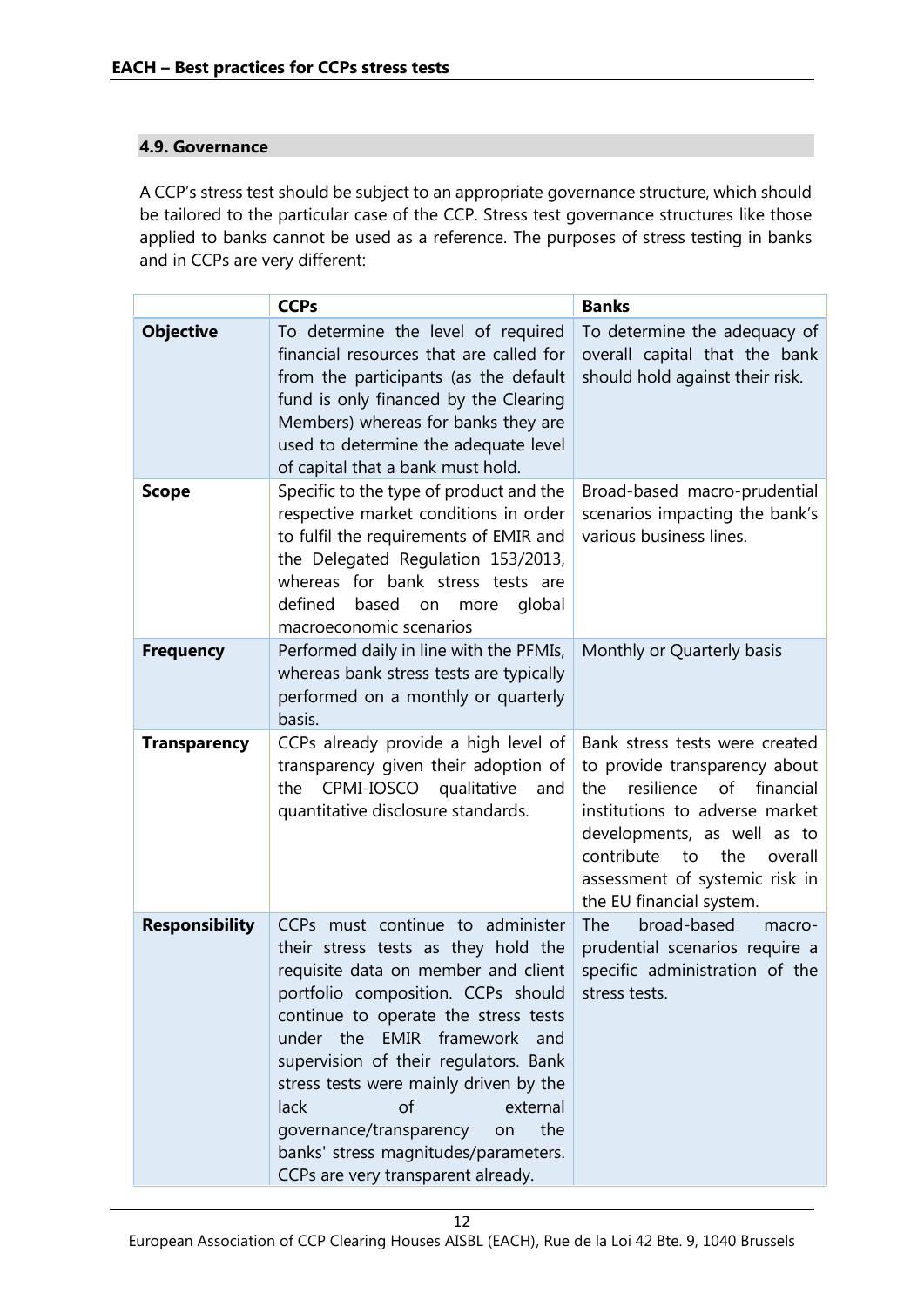### 4.9. Governance

A CCP's stress test should be subject to an appropriate governance structure, which should be tailored to the particular case of the CCP. Stress test governance structures like those applied to banks cannot be used as a reference. The purposes of stress testing in banks and in CCPs are very different:

| | **CCPs** | **Banks** |
|---|---|---|
| **Objective** | To determine the level of required financial resources that are called for from the participants (as the default fund is only financed by the Clearing Members) whereas for banks they are used to determine the adequate level of capital that a bank must hold. | To determine the adequacy of overall capital that the bank should hold against their risk. |
| **Scope** | Specific to the type of product and the respective market conditions in order to fulfil the requirements of EMIR and the Delegated Regulation 153/2013, whereas for bank stress tests are defined based on more global macroeconomic scenarios | Broad-based macro-prudential scenarios impacting the bank's various business lines. |
| **Frequency** | Performed daily in line with the PFMIs, whereas bank stress tests are typically performed on a monthly or quarterly basis. | Monthly or Quarterly basis |
| **Transparency** | CCPs already provide a high level of transparency given their adoption of the CPMI-IOSCO qualitative and quantitative disclosure standards. | Bank stress tests were created to provide transparency about the resilience of financial institutions to adverse market developments, as well as to contribute to the overall assessment of systemic risk in the EU financial system. |
| **Responsibility** | CCPs must continue to administer their stress tests as they hold the requisite data on member and client portfolio composition. CCPs should continue to operate the stress tests under the EMIR framework and supervision of their regulators. Bank stress tests were mainly driven by the lack of external governance/transparency on the banks' stress magnitudes/parameters. CCPs are very transparent already. | The broad-based macro-prudential scenarios require a specific administration of the stress tests. |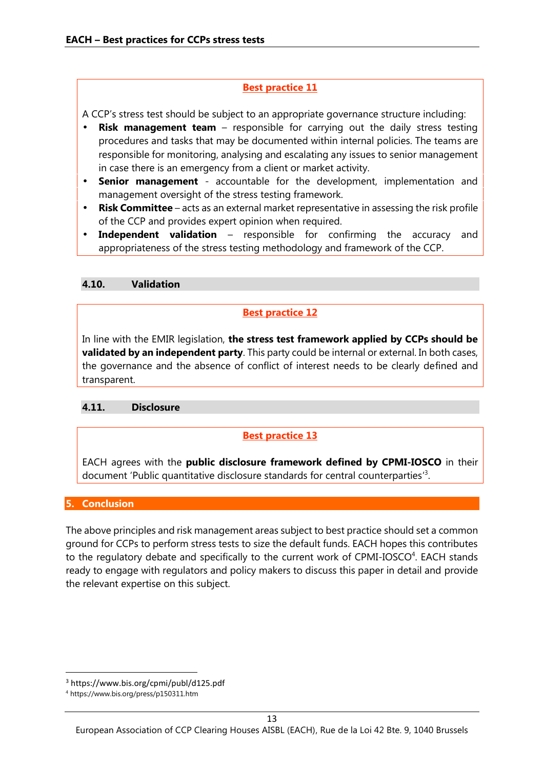**Best practice 11**

A CCP's stress test should be subject to an appropriate governance structure including:

- **Risk management team** – responsible for carrying out the daily stress testing procedures and tasks that may be documented within internal policies. The teams are responsible for monitoring, analysing and escalating any issues to senior management in case there is an emergency from a client or market activity.
- **Senior management** - accountable for the development, implementation and management oversight of the stress testing framework.
- **Risk Committee** – acts as an external market representative in assessing the risk profile of the CCP and provides expert opinion when required.
- **Independent validation** – responsible for confirming the accuracy and appropriateness of the stress testing methodology and framework of the CCP.

### 4.10. Validation

**Best practice 12**

In line with the EMIR legislation, **the stress test framework applied by CCPs should be validated by an independent party**. This party could be internal or external. In both cases, the governance and the absence of conflict of interest needs to be clearly defined and transparent.

### 4.11. Disclosure

**Best practice 13**

EACH agrees with the **public disclosure framework defined by CPMI-IOSCO** in their document 'Public quantitative disclosure standards for central counterparties'[3].

## 5. Conclusion

The above principles and risk management areas subject to best practice should set a common ground for CCPs to perform stress tests to size the default funds. EACH hopes this contributes to the regulatory debate and specifically to the current work of CPMI-IOSCO[4]. EACH stands ready to engage with regulators and policy makers to discuss this paper in detail and provide the relevant expertise on this subject.

---

[3] https://www.bis.org/cpmi/publ/d125.pdf

[4] https://www.bis.org/press/p150311.htm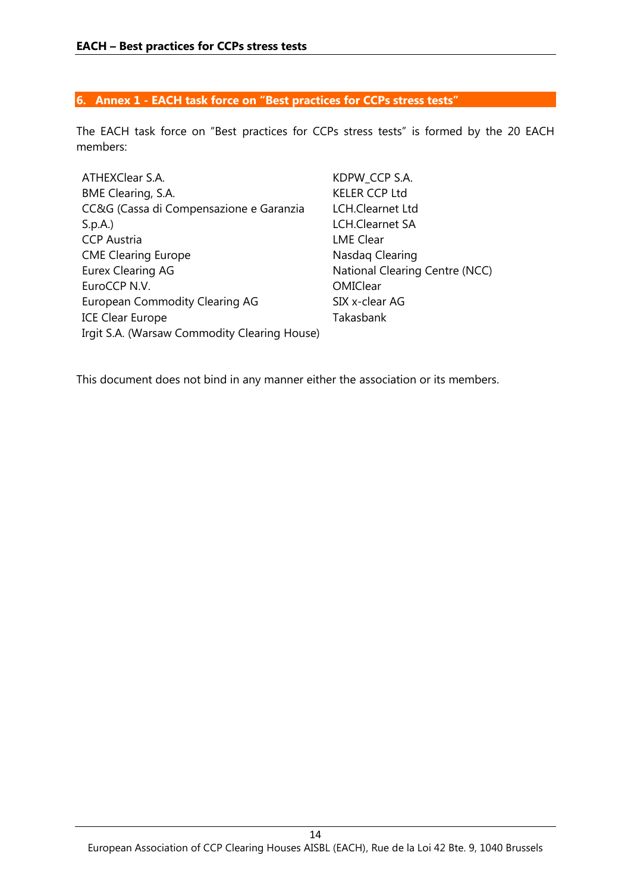## 6. Annex 1 - EACH task force on "Best practices for CCPs stress tests"

The EACH task force on "Best practices for CCPs stress tests" is formed by the 20 EACH members:

- ATHEXClear S.A.
- BME Clearing, S.A.
- CC&G (Cassa di Compensazione e Garanzia S.p.A.)
- CCP Austria
- CME Clearing Europe
- Eurex Clearing AG
- EuroCCP N.V.
- European Commodity Clearing AG
- ICE Clear Europe
- Irgit S.A. (Warsaw Commodity Clearing House)
- KDPW_CCP S.A.
- KELER CCP Ltd
- LCH.Clearnet Ltd
- LCH.Clearnet SA
- LME Clear
- Nasdaq Clearing
- National Clearing Centre (NCC)
- OMIClear
- SIX x-clear AG
- Takasbank

This document does not bind in any manner either the association or its members.